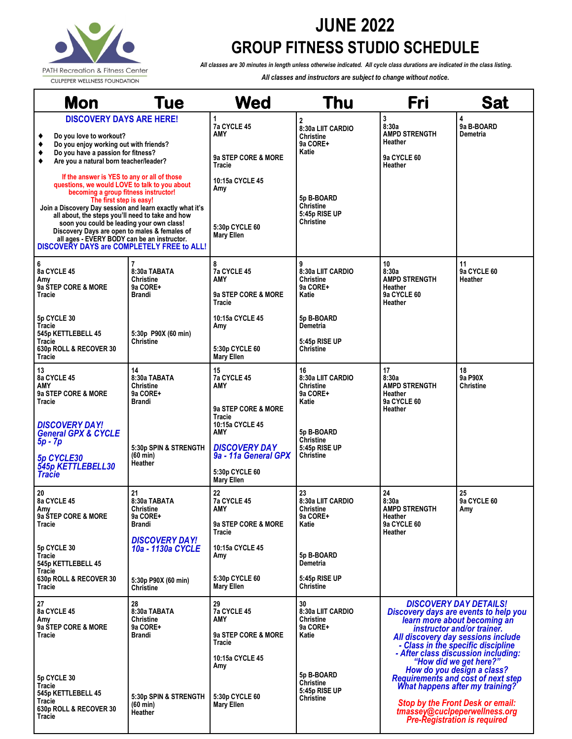PATH Recreation & Fitness Center
CULPEPER WELLNESS FOUNDATION

# JUNE 2022
# GROUP FITNESS STUDIO SCHEDULE

*All classes are 30 minutes in length unless otherwise indicated. All cycle class durations are indicated in the class listing.*

*All classes and instructors are subject to change without notice.*

| Mon | Tue | Wed | Thu | Fri | Sat |
|---|---|---|---|---|---|
| **DISCOVERY DAYS ARE HERE!** ♦ Do you love to workout? ♦ Do you enjoy working out with friends? ♦ Do you have a passion for fitness? ♦ Are you a natural born teacher/leader? If the answer is YES to any or all of those questions, we would LOVE to talk to you about becoming a group fitness instructor! The first step is easy! Join a Discovery Day session and learn exactly what it's all about, the steps you'll need to take and how soon you could be leading your own class! Discovery Days are open to males & females of all ages - EVERY BODY can be an instructor. **DISCOVERY DAYS are COMPLETELY FREE to ALL!** | | 1<br>7a CYCLE 45<br>AMY<br>9a STEP CORE & MORE<br>Tracie<br>10:15a CYCLE 45<br>Amy<br>5:30p CYCLE 60<br>Mary Ellen | 2<br>8:30a LIIT CARDIO<br>Christine<br>9a CORE+<br>Katie<br>5p B-BOARD<br>Christine<br>5:45p RISE UP<br>Christine | 3<br>8:30a<br>AMPD STRENGTH<br>Heather<br>9a CYCLE 60<br>Heather | 4<br>9a B-BOARD<br>Demetria |
| 6<br>8a CYCLE 45<br>Amy<br>9a STEP CORE & MORE<br>Tracie<br>5p CYCLE 30<br>Tracie<br>545p KETTLEBELL 45<br>Tracie<br>630p ROLL & RECOVER 30<br>Tracie | 7<br>8:30a TABATA<br>Christine<br>9a CORE+<br>Brandi<br>5:30p P90X (60 min)<br>Christine | 8<br>7a CYCLE 45<br>AMY<br>9a STEP CORE & MORE<br>Tracie<br>10:15a CYCLE 45<br>Amy<br>5:30p CYCLE 60<br>Mary Ellen | 9<br>8:30a LIIT CARDIO<br>Christine<br>9a CORE+<br>Katie<br>5p B-BOARD<br>Demetria<br>5:45p RISE UP<br>Christine | 10<br>8:30a<br>AMPD STRENGTH<br>Heather<br>9a CYCLE 60<br>Heather | 11<br>9a CYCLE 60<br>Heather |
| 13<br>8a CYCLE 45<br>AMY<br>9a STEP CORE & MORE<br>Tracie<br>*DISCOVERY DAY!*<br>*General GPX & CYCLE*<br>*5p - 7p*<br>*5p CYCLE30*<br>*545p KETTLEBELL30*<br>*Tracie* | 14<br>8:30a TABATA<br>Christine<br>9a CORE+<br>Brandi<br>5:30p SPIN & STRENGTH (60 min)<br>Heather | 15<br>7a CYCLE 45<br>AMY<br>9a STEP CORE & MORE<br>Tracie<br>10:15a CYCLE 45<br>AMY<br>*DISCOVERY DAY*<br>*9a - 11a General GPX*<br>5:30p CYCLE 60<br>Mary Ellen | 16<br>8:30a LIIT CARDIO<br>Christine<br>9a CORE+<br>Katie<br>5p B-BOARD<br>Christine<br>5:45p RISE UP<br>Christine | 17<br>8:30a<br>AMPD STRENGTH<br>Heather<br>9a CYCLE 60<br>Heather | 18<br>9a P90X<br>Christine |
| 20<br>8a CYCLE 45<br>Amy<br>9a STEP CORE & MORE<br>Tracie<br>5p CYCLE 30<br>Tracie<br>545p KETTLEBELL 45<br>Tracie<br>630p ROLL & RECOVER 30<br>Tracie | 21<br>8:30a TABATA<br>Christine<br>9a CORE+<br>Brandi<br>*DISCOVERY DAY!*<br>*10a - 1130a CYCLE*<br>5:30p P90X (60 min)<br>Christine | 22<br>7a CYCLE 45<br>AMY<br>9a STEP CORE & MORE<br>Tracie<br>10:15a CYCLE 45<br>Amy<br>5:30p CYCLE 60<br>Mary Ellen | 23<br>8:30a LIIT CARDIO<br>Christine<br>9a CORE+<br>Katie<br>5p B-BOARD<br>Demetria<br>5:45p RISE UP<br>Christine | 24<br>8:30a<br>AMPD STRENGTH<br>Heather<br>9a CYCLE 60<br>Heather | 25<br>9a CYCLE 60<br>Amy |
| 27<br>8a CYCLE 45<br>Amy<br>9a STEP CORE & MORE<br>Tracie<br>5p CYCLE 30<br>Tracie<br>545p KETTLEBELL 45<br>Tracie<br>630p ROLL & RECOVER 30<br>Tracie | 28<br>8:30a TABATA<br>Christine<br>9a CORE+<br>Brandi<br>5:30p SPIN & STRENGTH (60 min)<br>Heather | 29<br>7a CYCLE 45<br>AMY<br>9a STEP CORE & MORE<br>Tracie<br>10:15a CYCLE 45<br>Amy<br>5:30p CYCLE 60<br>Mary Ellen | 30<br>8:30a LIIT CARDIO<br>Christine<br>9a CORE+<br>Katie<br>5p B-BOARD<br>Christine<br>5:45p RISE UP<br>Christine | ***DISCOVERY DAY DETAILS!*** *Discovery days are events to help you learn more about becoming an instructor and/or trainer. All discovery day sessions include - Class in the specific discipline - After class discussion including: "How did we get here?" How do you design a class? Requirements and cost of next step What happens after my training?* *Stop by the Front Desk or email: tmassey@cuclpeperwellness.org Pre-Registration is required* | |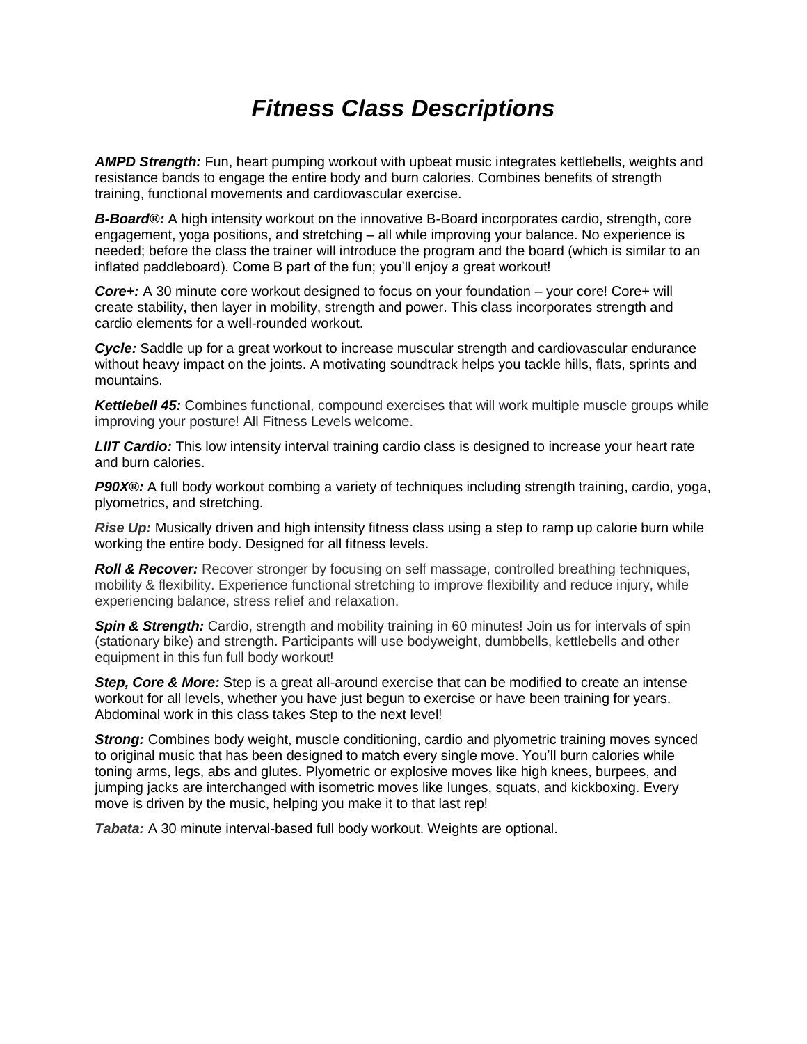# *Fitness Class Descriptions*

***AMPD Strength:*** Fun, heart pumping workout with upbeat music integrates kettlebells, weights and resistance bands to engage the entire body and burn calories. Combines benefits of strength training, functional movements and cardiovascular exercise.

***B-Board®:*** A high intensity workout on the innovative B-Board incorporates cardio, strength, core engagement, yoga positions, and stretching – all while improving your balance. No experience is needed; before the class the trainer will introduce the program and the board (which is similar to an inflated paddleboard). Come B part of the fun; you'll enjoy a great workout!

***Core+:*** A 30 minute core workout designed to focus on your foundation – your core! Core+ will create stability, then layer in mobility, strength and power. This class incorporates strength and cardio elements for a well-rounded workout.

***Cycle:*** Saddle up for a great workout to increase muscular strength and cardiovascular endurance without heavy impact on the joints. A motivating soundtrack helps you tackle hills, flats, sprints and mountains.

***Kettlebell 45:*** Combines functional, compound exercises that will work multiple muscle groups while improving your posture! All Fitness Levels welcome.

***LIIT Cardio:*** This low intensity interval training cardio class is designed to increase your heart rate and burn calories.

***P90X®:*** A full body workout combing a variety of techniques including strength training, cardio, yoga, plyometrics, and stretching.

***Rise Up:*** Musically driven and high intensity fitness class using a step to ramp up calorie burn while working the entire body. Designed for all fitness levels.

***Roll & Recover:*** Recover stronger by focusing on self massage, controlled breathing techniques, mobility & flexibility. Experience functional stretching to improve flexibility and reduce injury, while experiencing balance, stress relief and relaxation.

***Spin & Strength:*** Cardio, strength and mobility training in 60 minutes! Join us for intervals of spin (stationary bike) and strength. Participants will use bodyweight, dumbbells, kettlebells and other equipment in this fun full body workout!

***Step, Core & More:*** Step is a great all-around exercise that can be modified to create an intense workout for all levels, whether you have just begun to exercise or have been training for years. Abdominal work in this class takes Step to the next level!

***Strong:*** Combines body weight, muscle conditioning, cardio and plyometric training moves synced to original music that has been designed to match every single move. You'll burn calories while toning arms, legs, abs and glutes. Plyometric or explosive moves like high knees, burpees, and jumping jacks are interchanged with isometric moves like lunges, squats, and kickboxing. Every move is driven by the music, helping you make it to that last rep!

***Tabata:*** A 30 minute interval-based full body workout. Weights are optional.